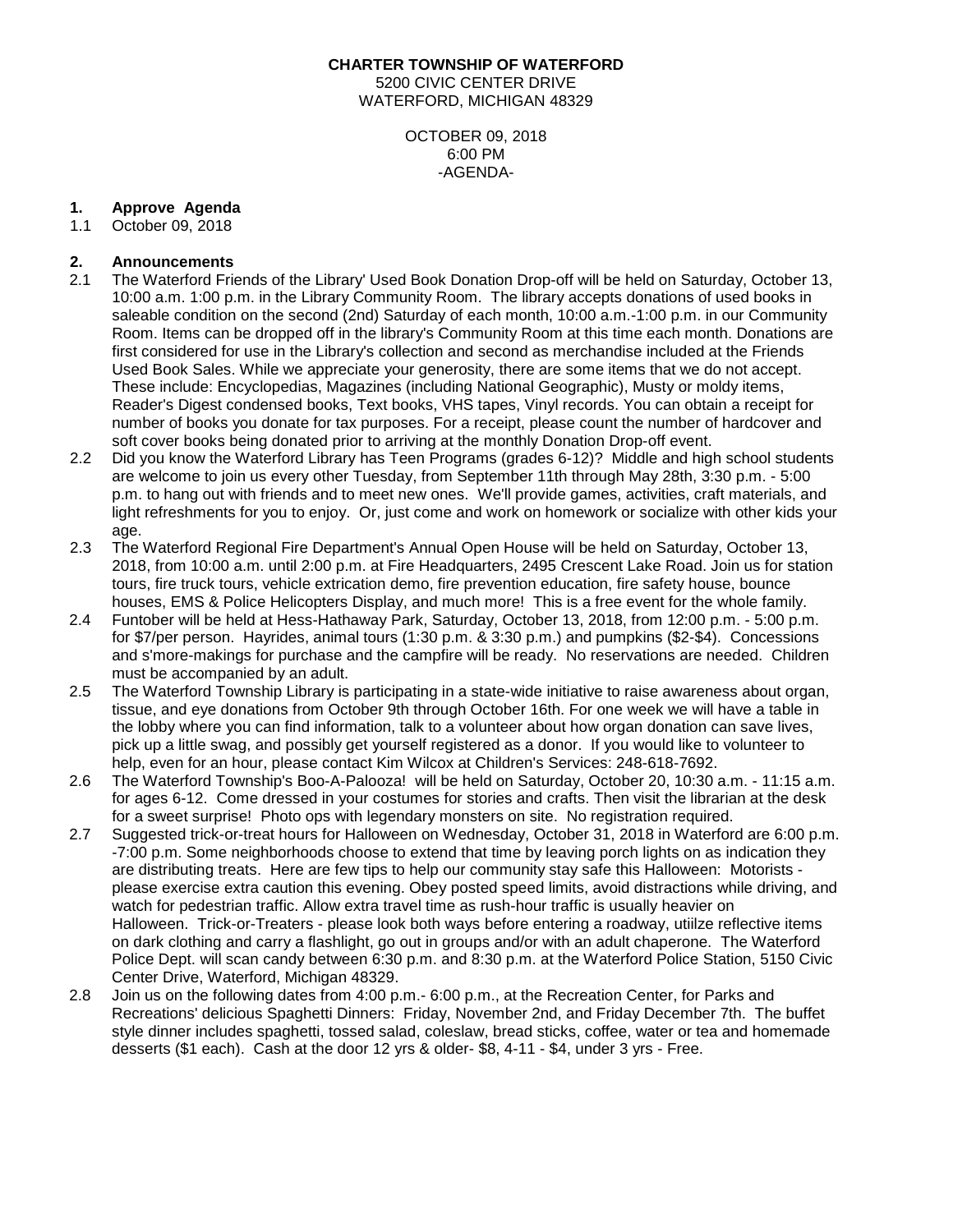**CHARTER TOWNSHIP OF WATERFORD**
5200 CIVIC CENTER DRIVE
WATERFORD, MICHIGAN 48329

OCTOBER 09, 2018
6:00 PM
-AGENDA-

**1. Approve Agenda**

1.1 October 09, 2018

**2. Announcements**

2.1 The Waterford Friends of the Library' Used Book Donation Drop-off will be held on Saturday, October 13, 10:00 a.m. 1:00 p.m. in the Library Community Room. The library accepts donations of used books in saleable condition on the second (2nd) Saturday of each month, 10:00 a.m.-1:00 p.m. in our Community Room. Items can be dropped off in the library's Community Room at this time each month. Donations are first considered for use in the Library's collection and second as merchandise included at the Friends Used Book Sales. While we appreciate your generosity, there are some items that we do not accept. These include: Encyclopedias, Magazines (including National Geographic), Musty or moldy items, Reader's Digest condensed books, Text books, VHS tapes, Vinyl records. You can obtain a receipt for number of books you donate for tax purposes. For a receipt, please count the number of hardcover and soft cover books being donated prior to arriving at the monthly Donation Drop-off event.

2.2 Did you know the Waterford Library has Teen Programs (grades 6-12)? Middle and high school students are welcome to join us every other Tuesday, from September 11th through May 28th, 3:30 p.m. - 5:00 p.m. to hang out with friends and to meet new ones. We'll provide games, activities, craft materials, and light refreshments for you to enjoy. Or, just come and work on homework or socialize with other kids your age.

2.3 The Waterford Regional Fire Department's Annual Open House will be held on Saturday, October 13, 2018, from 10:00 a.m. until 2:00 p.m. at Fire Headquarters, 2495 Crescent Lake Road. Join us for station tours, fire truck tours, vehicle extrication demo, fire prevention education, fire safety house, bounce houses, EMS & Police Helicopters Display, and much more! This is a free event for the whole family.

2.4 Funtober will be held at Hess-Hathaway Park, Saturday, October 13, 2018, from 12:00 p.m. - 5:00 p.m. for $7/per person. Hayrides, animal tours (1:30 p.m. & 3:30 p.m.) and pumpkins ($2-$4). Concessions and s'more-makings for purchase and the campfire will be ready. No reservations are needed. Children must be accompanied by an adult.

2.5 The Waterford Township Library is participating in a state-wide initiative to raise awareness about organ, tissue, and eye donations from October 9th through October 16th. For one week we will have a table in the lobby where you can find information, talk to a volunteer about how organ donation can save lives, pick up a little swag, and possibly get yourself registered as a donor. If you would like to volunteer to help, even for an hour, please contact Kim Wilcox at Children's Services: 248-618-7692.

2.6 The Waterford Township's Boo-A-Palooza! will be held on Saturday, October 20, 10:30 a.m. - 11:15 a.m. for ages 6-12. Come dressed in your costumes for stories and crafts. Then visit the librarian at the desk for a sweet surprise! Photo ops with legendary monsters on site. No registration required.

2.7 Suggested trick-or-treat hours for Halloween on Wednesday, October 31, 2018 in Waterford are 6:00 p.m. -7:00 p.m. Some neighborhoods choose to extend that time by leaving porch lights on as indication they are distributing treats. Here are few tips to help our community stay safe this Halloween: Motorists - please exercise extra caution this evening. Obey posted speed limits, avoid distractions while driving, and watch for pedestrian traffic. Allow extra travel time as rush-hour traffic is usually heavier on Halloween. Trick-or-Treaters - please look both ways before entering a roadway, utiilze reflective items on dark clothing and carry a flashlight, go out in groups and/or with an adult chaperone. The Waterford Police Dept. will scan candy between 6:30 p.m. and 8:30 p.m. at the Waterford Police Station, 5150 Civic Center Drive, Waterford, Michigan 48329.

2.8 Join us on the following dates from 4:00 p.m.- 6:00 p.m., at the Recreation Center, for Parks and Recreations' delicious Spaghetti Dinners: Friday, November 2nd, and Friday December 7th. The buffet style dinner includes spaghetti, tossed salad, coleslaw, bread sticks, coffee, water or tea and homemade desserts ($1 each). Cash at the door 12 yrs & older- $8, 4-11 - $4, under 3 yrs - Free.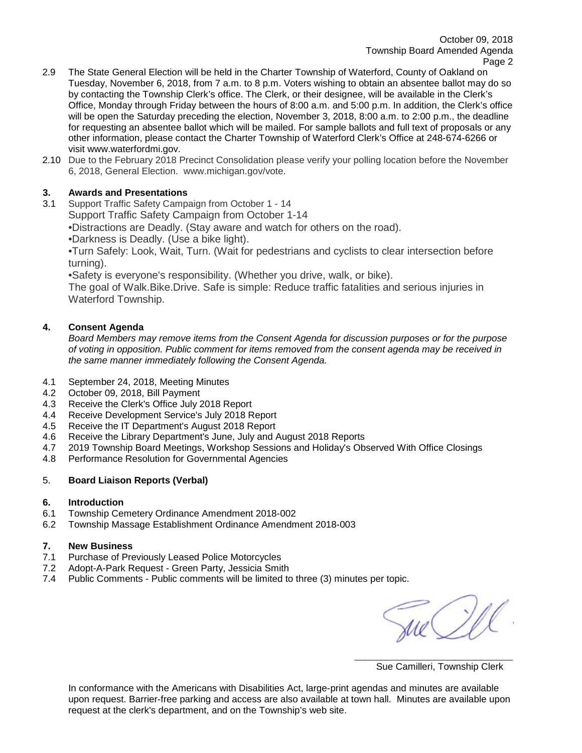2.9 The State General Election will be held in the Charter Township of Waterford, County of Oakland on Tuesday, November 6, 2018, from 7 a.m. to 8 p.m. Voters wishing to obtain an absentee ballot may do so by contacting the Township Clerk's office. The Clerk, or their designee, will be available in the Clerk's Office, Monday through Friday between the hours of 8:00 a.m. and 5:00 p.m. In addition, the Clerk's office will be open the Saturday preceding the election, November 3, 2018, 8:00 a.m. to 2:00 p.m., the deadline for requesting an absentee ballot which will be mailed. For sample ballots and full text of proposals or any other information, please contact the Charter Township of Waterford Clerk's Office at 248-674-6266 or visit www.waterfordmi.gov.

2.10 Due to the February 2018 Precinct Consolidation please verify your polling location before the November 6, 2018, General Election. www.michigan.gov/vote.

## 3. Awards and Presentations

3.1 Support Traffic Safety Campaign from October 1 - 14

Support Traffic Safety Campaign from October 1-14

•Distractions are Deadly. (Stay aware and watch for others on the road).

•Darkness is Deadly. (Use a bike light).

•Turn Safely: Look, Wait, Turn. (Wait for pedestrians and cyclists to clear intersection before turning).

•Safety is everyone's responsibility. (Whether you drive, walk, or bike).

The goal of Walk.Bike.Drive. Safe is simple: Reduce traffic fatalities and serious injuries in Waterford Township.

## 4. Consent Agenda

*Board Members may remove items from the Consent Agenda for discussion purposes or for the purpose of voting in opposition. Public comment for items removed from the consent agenda may be received in the same manner immediately following the Consent Agenda.*

4.1 September 24, 2018, Meeting Minutes
4.2 October 09, 2018, Bill Payment
4.3 Receive the Clerk's Office July 2018 Report
4.4 Receive Development Service's July 2018 Report
4.5 Receive the IT Department's August 2018 Report
4.6 Receive the Library Department's June, July and August 2018 Reports
4.7 2019 Township Board Meetings, Workshop Sessions and Holiday's Observed With Office Closings
4.8 Performance Resolution for Governmental Agencies

## 5. Board Liaison Reports (Verbal)

## 6. Introduction

6.1 Township Cemetery Ordinance Amendment 2018-002
6.2 Township Massage Establishment Ordinance Amendment 2018-003

## 7. New Business

7.1 Purchase of Previously Leased Police Motorcycles
7.2 Adopt-A-Park Request - Green Party, Jessicia Smith
7.4 Public Comments - Public comments will be limited to three (3) minutes per topic.

Sue Camilleri, Township Clerk

In conformance with the Americans with Disabilities Act, large-print agendas and minutes are available upon request. Barrier-free parking and access are also available at town hall. Minutes are available upon request at the clerk's department, and on the Township's web site.